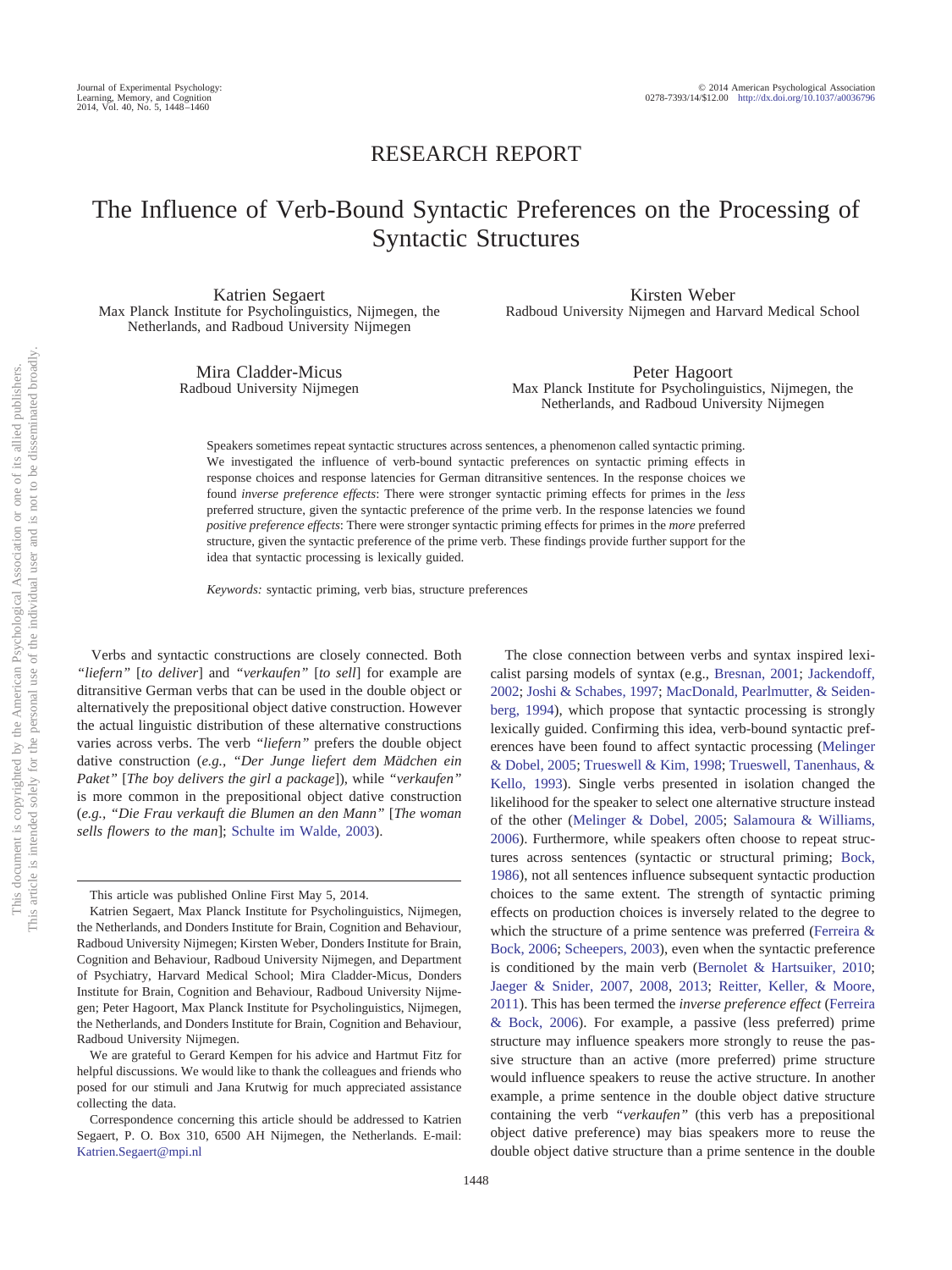RESEARCH REPORT

# The Influence of Verb-Bound Syntactic Preferences on the Processing of Syntactic Structures

Katrien Segaert
Max Planck Institute for Psycholinguistics, Nijmegen, the Netherlands, and Radboud University Nijmegen

Kirsten Weber
Radboud University Nijmegen and Harvard Medical School

Mira Cladder-Micus
Radboud University Nijmegen

Peter Hagoort
Max Planck Institute for Psycholinguistics, Nijmegen, the Netherlands, and Radboud University Nijmegen

Speakers sometimes repeat syntactic structures across sentences, a phenomenon called syntactic priming. We investigated the influence of verb-bound syntactic preferences on syntactic priming effects in response choices and response latencies for German ditransitive sentences. In the response choices we found *inverse preference effects*: There were stronger syntactic priming effects for primes in the *less* preferred structure, given the syntactic preference of the prime verb. In the response latencies we found *positive preference effects*: There were stronger syntactic priming effects for primes in the *more* preferred structure, given the syntactic preference of the prime verb. These findings provide further support for the idea that syntactic processing is lexically guided.

*Keywords:* syntactic priming, verb bias, structure preferences

Verbs and syntactic constructions are closely connected. Both *"liefern"* [*to deliver*] and *"verkaufen"* [*to sell*] for example are ditransitive German verbs that can be used in the double object or alternatively the prepositional object dative construction. However the actual linguistic distribution of these alternative constructions varies across verbs. The verb *"liefern"* prefers the double object dative construction (*e.g., "Der Junge liefert dem Mädchen ein Paket"* [*The boy delivers the girl a package*]), while *"verkaufen"* is more common in the prepositional object dative construction (*e.g., "Die Frau verkauft die Blumen an den Mann"* [*The woman sells flowers to the man*]; Schulte im Walde, 2003).

The close connection between verbs and syntax inspired lexicalist parsing models of syntax (e.g., Bresnan, 2001; Jackendoff, 2002; Joshi & Schabes, 1997; MacDonald, Pearlmutter, & Seidenberg, 1994), which propose that syntactic processing is strongly lexically guided. Confirming this idea, verb-bound syntactic preferences have been found to affect syntactic processing (Melinger & Dobel, 2005; Trueswell & Kim, 1998; Trueswell, Tanenhaus, & Kello, 1993). Single verbs presented in isolation changed the likelihood for the speaker to select one alternative structure instead of the other (Melinger & Dobel, 2005; Salamoura & Williams, 2006). Furthermore, while speakers often choose to repeat structures across sentences (syntactic or structural priming; Bock, 1986), not all sentences influence subsequent syntactic production choices to the same extent. The strength of syntactic priming effects on production choices is inversely related to the degree to which the structure of a prime sentence was preferred (Ferreira & Bock, 2006; Scheepers, 2003), even when the syntactic preference is conditioned by the main verb (Bernolet & Hartsuiker, 2010; Jaeger & Snider, 2007, 2008, 2013; Reitter, Keller, & Moore, 2011). This has been termed the *inverse preference effect* (Ferreira & Bock, 2006). For example, a passive (less preferred) prime structure may influence speakers more strongly to reuse the passive structure than an active (more preferred) prime structure would influence speakers to reuse the active structure. In another example, a prime sentence in the double object dative structure containing the verb *"verkaufen"* (this verb has a prepositional object dative preference) may bias speakers more to reuse the double object dative structure than a prime sentence in the double

---

This article was published Online First May 5, 2014.

Katrien Segaert, Max Planck Institute for Psycholinguistics, Nijmegen, the Netherlands, and Donders Institute for Brain, Cognition and Behaviour, Radboud University Nijmegen; Kirsten Weber, Donders Institute for Brain, Cognition and Behaviour, Radboud University Nijmegen, and Department of Psychiatry, Harvard Medical School; Mira Cladder-Micus, Donders Institute for Brain, Cognition and Behaviour, Radboud University Nijmegen; Peter Hagoort, Max Planck Institute for Psycholinguistics, Nijmegen, the Netherlands, and Donders Institute for Brain, Cognition and Behaviour, Radboud University Nijmegen.

We are grateful to Gerard Kempen for his advice and Hartmut Fitz for helpful discussions. We would like to thank the colleagues and friends who posed for our stimuli and Jana Krutwig for much appreciated assistance collecting the data.

Correspondence concerning this article should be addressed to Katrien Segaert, P. O. Box 310, 6500 AH Nijmegen, the Netherlands. E-mail: Katrien.Segaert@mpi.nl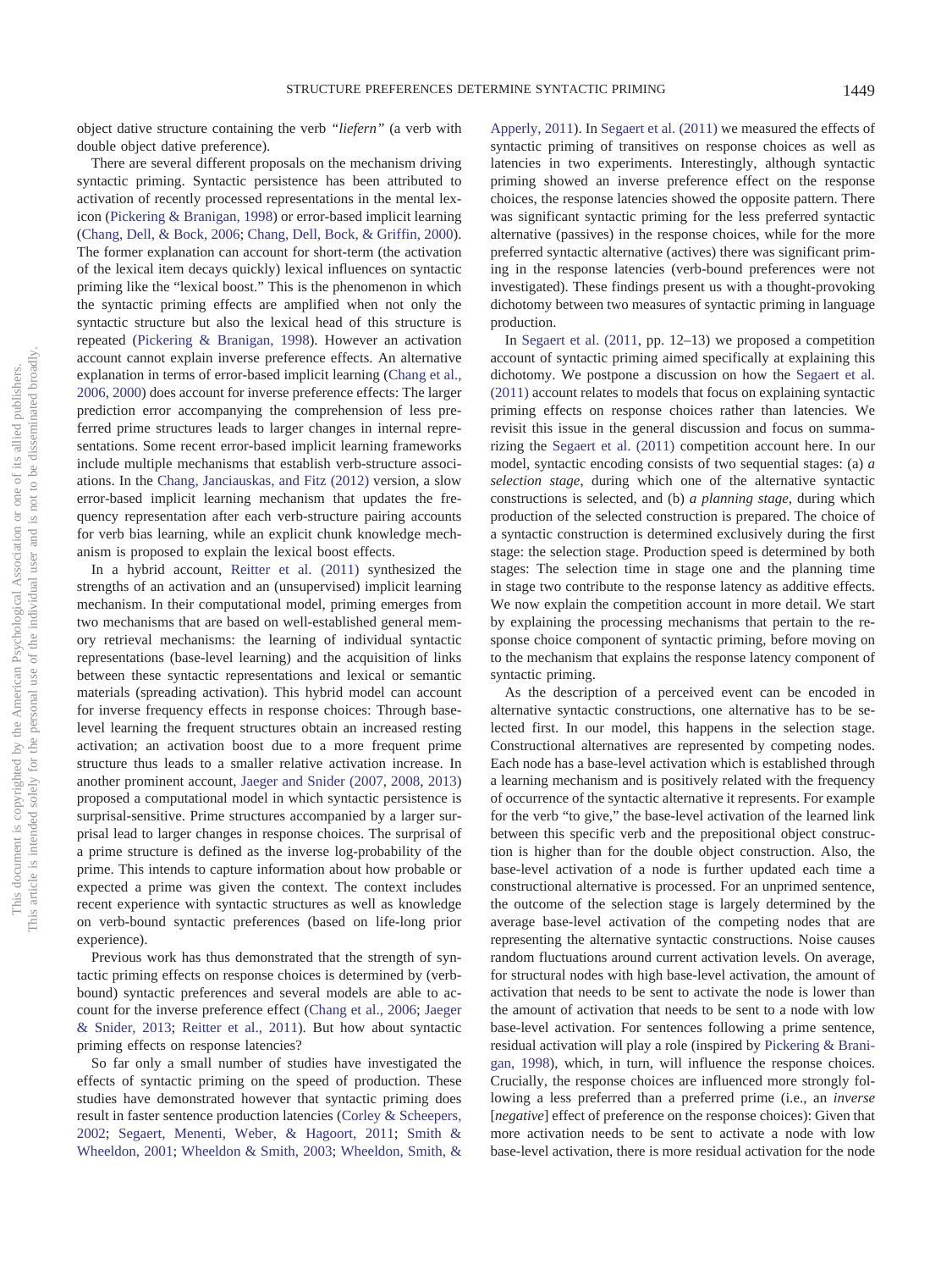object dative structure containing the verb *"liefern"* (a verb with double object dative preference).

There are several different proposals on the mechanism driving syntactic priming. Syntactic persistence has been attributed to activation of recently processed representations in the mental lexicon (Pickering & Branigan, 1998) or error-based implicit learning (Chang, Dell, & Bock, 2006; Chang, Dell, Bock, & Griffin, 2000). The former explanation can account for short-term (the activation of the lexical item decays quickly) lexical influences on syntactic priming like the "lexical boost." This is the phenomenon in which the syntactic priming effects are amplified when not only the syntactic structure but also the lexical head of this structure is repeated (Pickering & Branigan, 1998). However an activation account cannot explain inverse preference effects. An alternative explanation in terms of error-based implicit learning (Chang et al., 2006, 2000) does account for inverse preference effects: The larger prediction error accompanying the comprehension of less preferred prime structures leads to larger changes in internal representations. Some recent error-based implicit learning frameworks include multiple mechanisms that establish verb-structure associations. In the Chang, Janciauskas, and Fitz (2012) version, a slow error-based implicit learning mechanism that updates the frequency representation after each verb-structure pairing accounts for verb bias learning, while an explicit chunk knowledge mechanism is proposed to explain the lexical boost effects.

In a hybrid account, Reitter et al. (2011) synthesized the strengths of an activation and an (unsupervised) implicit learning mechanism. In their computational model, priming emerges from two mechanisms that are based on well-established general memory retrieval mechanisms: the learning of individual syntactic representations (base-level learning) and the acquisition of links between these syntactic representations and lexical or semantic materials (spreading activation). This hybrid model can account for inverse frequency effects in response choices: Through base-level learning the frequent structures obtain an increased resting activation; an activation boost due to a more frequent prime structure thus leads to a smaller relative activation increase. In another prominent account, Jaeger and Snider (2007, 2008, 2013) proposed a computational model in which syntactic persistence is surprisal-sensitive. Prime structures accompanied by a larger surprisal lead to larger changes in response choices. The surprisal of a prime structure is defined as the inverse log-probability of the prime. This intends to capture information about how probable or expected a prime was given the context. The context includes recent experience with syntactic structures as well as knowledge on verb-bound syntactic preferences (based on life-long prior experience).

Previous work has thus demonstrated that the strength of syntactic priming effects on response choices is determined by (verb-bound) syntactic preferences and several models are able to account for the inverse preference effect (Chang et al., 2006; Jaeger & Snider, 2013; Reitter et al., 2011). But how about syntactic priming effects on response latencies?

So far only a small number of studies have investigated the effects of syntactic priming on the speed of production. These studies have demonstrated however that syntactic priming does result in faster sentence production latencies (Corley & Scheepers, 2002; Segaert, Menenti, Weber, & Hagoort, 2011; Smith & Wheeldon, 2001; Wheeldon & Smith, 2003; Wheeldon, Smith, & Apperly, 2011). In Segaert et al. (2011) we measured the effects of syntactic priming of transitives on response choices as well as latencies in two experiments. Interestingly, although syntactic priming showed an inverse preference effect on the response choices, the response latencies showed the opposite pattern. There was significant syntactic priming for the less preferred syntactic alternative (passives) in the response choices, while for the more preferred syntactic alternative (actives) there was significant priming in the response latencies (verb-bound preferences were not investigated). These findings present us with a thought-provoking dichotomy between two measures of syntactic priming in language production.

In Segaert et al. (2011, pp. 12–13) we proposed a competition account of syntactic priming aimed specifically at explaining this dichotomy. We postpone a discussion on how the Segaert et al. (2011) account relates to models that focus on explaining syntactic priming effects on response choices rather than latencies. We revisit this issue in the general discussion and focus on summarizing the Segaert et al. (2011) competition account here. In our model, syntactic encoding consists of two sequential stages: (a) *a selection stage*, during which one of the alternative syntactic constructions is selected, and (b) *a planning stage*, during which production of the selected construction is prepared. The choice of a syntactic construction is determined exclusively during the first stage: the selection stage. Production speed is determined by both stages: The selection time in stage one and the planning time in stage two contribute to the response latency as additive effects. We now explain the competition account in more detail. We start by explaining the processing mechanisms that pertain to the response choice component of syntactic priming, before moving on to the mechanism that explains the response latency component of syntactic priming.

As the description of a perceived event can be encoded in alternative syntactic constructions, one alternative has to be selected first. In our model, this happens in the selection stage. Constructional alternatives are represented by competing nodes. Each node has a base-level activation which is established through a learning mechanism and is positively related with the frequency of occurrence of the syntactic alternative it represents. For example for the verb "to give," the base-level activation of the learned link between this specific verb and the prepositional object construction is higher than for the double object construction. Also, the base-level activation of a node is further updated each time a constructional alternative is processed. For an unprimed sentence, the outcome of the selection stage is largely determined by the average base-level activation of the competing nodes that are representing the alternative syntactic constructions. Noise causes random fluctuations around current activation levels. On average, for structural nodes with high base-level activation, the amount of activation that needs to be sent to activate the node is lower than the amount of activation that needs to be sent to a node with low base-level activation. For sentences following a prime sentence, residual activation will play a role (inspired by Pickering & Branigan, 1998), which, in turn, will influence the response choices. Crucially, the response choices are influenced more strongly following a less preferred than a preferred prime (i.e., an *inverse* [*negative*] effect of preference on the response choices): Given that more activation needs to be sent to activate a node with low base-level activation, there is more residual activation for the node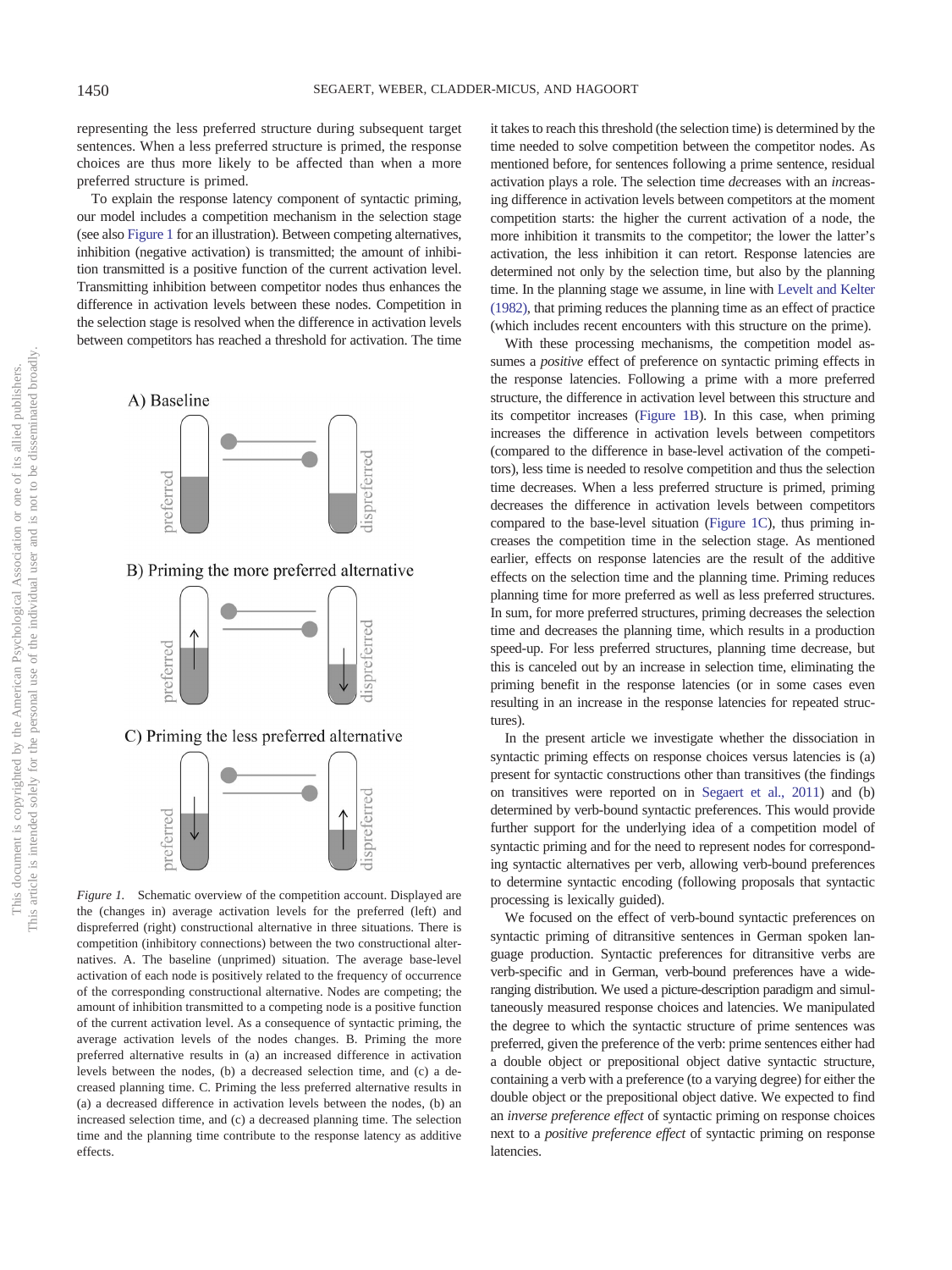representing the less preferred structure during subsequent target sentences. When a less preferred structure is primed, the response choices are thus more likely to be affected than when a more preferred structure is primed.

To explain the response latency component of syntactic priming, our model includes a competition mechanism in the selection stage (see also Figure 1 for an illustration). Between competing alternatives, inhibition (negative activation) is transmitted; the amount of inhibition transmitted is a positive function of the current activation level. Transmitting inhibition between competitor nodes thus enhances the difference in activation levels between these nodes. Competition in the selection stage is resolved when the difference in activation levels between competitors has reached a threshold for activation. The time it takes to reach this threshold (the selection time) is determined by the time needed to solve competition between the competitor nodes. As mentioned before, for sentences following a prime sentence, residual activation plays a role. The selection time *de*creases with an *in*creasing difference in activation levels between competitors at the moment competition starts: the higher the current activation of a node, the more inhibition it transmits to the competitor; the lower the latter's activation, the less inhibition it can retort. Response latencies are determined not only by the selection time, but also by the planning time. In the planning stage we assume, in line with Levelt and Kelter (1982), that priming reduces the planning time as an effect of practice (which includes recent encounters with this structure on the prime).

*Figure 1.* Schematic overview of the competition account. Displayed are the (changes in) average activation levels for the preferred (left) and dispreferred (right) constructional alternative in three situations. There is competition (inhibitory connections) between the two constructional alternatives. A. The baseline (unprimed) situation. The average base-level activation of each node is positively related to the frequency of occurrence of the corresponding constructional alternative. Nodes are competing; the amount of inhibition transmitted to a competing node is a positive function of the current activation level. As a consequence of syntactic priming, the average activation levels of the nodes changes. B. Priming the more preferred alternative results in (a) an increased difference in activation levels between the nodes, (b) a decreased selection time, and (c) a decreased planning time. C. Priming the less preferred alternative results in (a) a decreased difference in activation levels between the nodes, (b) an increased selection time, and (c) a decreased planning time. The selection time and the planning time contribute to the response latency as additive effects.

With these processing mechanisms, the competition model assumes a *positive* effect of preference on syntactic priming effects in the response latencies. Following a prime with a more preferred structure, the difference in activation level between this structure and its competitor increases (Figure 1B). In this case, when priming increases the difference in activation levels between competitors (compared to the difference in base-level activation of the competitors), less time is needed to resolve competition and thus the selection time decreases. When a less preferred structure is primed, priming decreases the difference in activation levels between competitors compared to the base-level situation (Figure 1C), thus priming increases the competition time in the selection stage. As mentioned earlier, effects on response latencies are the result of the additive effects on the selection time and the planning time. Priming reduces planning time for more preferred as well as less preferred structures. In sum, for more preferred structures, priming decreases the selection time and decreases the planning time, which results in a production speed-up. For less preferred structures, planning time decrease, but this is canceled out by an increase in selection time, eliminating the priming benefit in the response latencies (or in some cases even resulting in an increase in the response latencies for repeated structures).

In the present article we investigate whether the dissociation in syntactic priming effects on response choices versus latencies is (a) present for syntactic constructions other than transitives (the findings on transitives were reported on in Segaert et al., 2011) and (b) determined by verb-bound syntactic preferences. This would provide further support for the underlying idea of a competition model of syntactic priming and for the need to represent nodes for corresponding syntactic alternatives per verb, allowing verb-bound preferences to determine syntactic encoding (following proposals that syntactic processing is lexically guided).

We focused on the effect of verb-bound syntactic preferences on syntactic priming of ditransitive sentences in German spoken language production. Syntactic preferences for ditransitive verbs are verb-specific and in German, verb-bound preferences have a wide-ranging distribution. We used a picture-description paradigm and simultaneously measured response choices and latencies. We manipulated the degree to which the syntactic structure of prime sentences was preferred, given the preference of the verb: prime sentences either had a double object or prepositional object dative syntactic structure, containing a verb with a preference (to a varying degree) for either the double object or the prepositional object dative. We expected to find an *inverse preference effect* of syntactic priming on response choices next to a *positive preference effect* of syntactic priming on response latencies.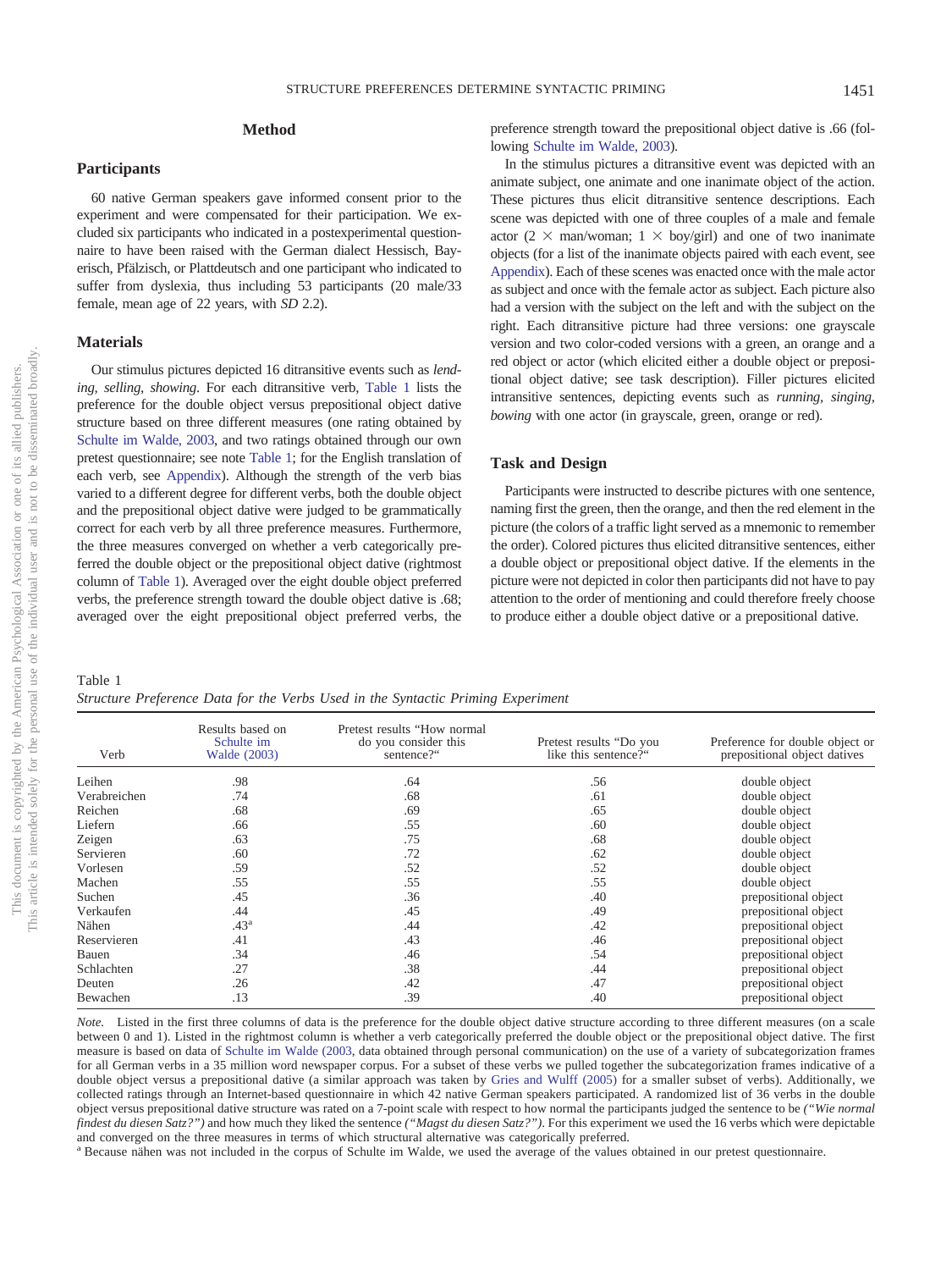## Method

### Participants

60 native German speakers gave informed consent prior to the experiment and were compensated for their participation. We excluded six participants who indicated in a postexperimental questionnaire to have been raised with the German dialect Hessisch, Bayerisch, Pfälzisch, or Plattdeutsch and one participant who indicated to suffer from dyslexia, thus including 53 participants (20 male/33 female, mean age of 22 years, with *SD* 2.2).

### Materials

Our stimulus pictures depicted 16 ditransitive events such as *lending, selling, showing*. For each ditransitive verb, Table 1 lists the preference for the double object versus prepositional object dative structure based on three different measures (one rating obtained by Schulte im Walde, 2003, and two ratings obtained through our own pretest questionnaire; see note Table 1; for the English translation of each verb, see Appendix). Although the strength of the verb bias varied to a different degree for different verbs, both the double object and the prepositional object dative were judged to be grammatically correct for each verb by all three preference measures. Furthermore, the three measures converged on whether a verb categorically preferred the double object or the prepositional object dative (rightmost column of Table 1). Averaged over the eight double object preferred verbs, the preference strength toward the double object dative is .68; averaged over the eight prepositional object preferred verbs, the preference strength toward the prepositional object dative is .66 (following Schulte im Walde, 2003).

In the stimulus pictures a ditransitive event was depicted with an animate subject, one animate and one inanimate object of the action. These pictures thus elicit ditransitive sentence descriptions. Each scene was depicted with one of three couples of a male and female actor (2 × man/woman; 1 × boy/girl) and one of two inanimate objects (for a list of the inanimate objects paired with each event, see Appendix). Each of these scenes was enacted once with the male actor as subject and once with the female actor as subject. Each picture also had a version with the subject on the left and with the subject on the right. Each ditransitive picture had three versions: one grayscale version and two color-coded versions with a green, an orange and a red object or actor (which elicited either a double object or prepositional object dative; see task description). Filler pictures elicited intransitive sentences, depicting events such as *running, singing, bowing* with one actor (in grayscale, green, orange or red).

### Task and Design

Participants were instructed to describe pictures with one sentence, naming first the green, then the orange, and then the red element in the picture (the colors of a traffic light served as a mnemonic to remember the order). Colored pictures thus elicited ditransitive sentences, either a double object or prepositional object dative. If the elements in the picture were not depicted in color then participants did not have to pay attention to the order of mentioning and could therefore freely choose to produce either a double object dative or a prepositional dative.

Table 1
*Structure Preference Data for the Verbs Used in the Syntactic Priming Experiment*

| Verb | Results based on Schulte im Walde (2003) | Pretest results "How normal do you consider this sentence?" | Pretest results "Do you like this sentence?" | Preference for double object or prepositional object datives |
|---|---|---|---|---|
| Leihen | .98 | .64 | .56 | double object |
| Verabreichen | .74 | .68 | .61 | double object |
| Reichen | .68 | .69 | .65 | double object |
| Liefern | .66 | .55 | .60 | double object |
| Zeigen | .63 | .75 | .68 | double object |
| Servieren | .60 | .72 | .62 | double object |
| Vorlesen | .59 | .52 | .52 | double object |
| Machen | .55 | .55 | .55 | double object |
| Suchen | .45 | .36 | .40 | prepositional object |
| Verkaufen | .44 | .45 | .49 | prepositional object |
| Nähen | .43[a] | .44 | .42 | prepositional object |
| Reservieren | .41 | .43 | .46 | prepositional object |
| Bauen | .34 | .46 | .54 | prepositional object |
| Schlachten | .27 | .38 | .44 | prepositional object |
| Deuten | .26 | .42 | .47 | prepositional object |
| Bewachen | .13 | .39 | .40 | prepositional object |

*Note.* Listed in the first three columns of data is the preference for the double object dative structure according to three different measures (on a scale between 0 and 1). Listed in the rightmost column is whether a verb categorically preferred the double object or the prepositional object dative. The first measure is based on data of Schulte im Walde (2003, data obtained through personal communication) on the use of a variety of subcategorization frames for all German verbs in a 35 million word newspaper corpus. For a subset of these verbs we pulled together the subcategorization frames indicative of a double object versus a prepositional dative (a similar approach was taken by Gries and Wulff (2005) for a smaller subset of verbs). Additionally, we collected ratings through an Internet-based questionnaire in which 42 native German speakers participated. A randomized list of 36 verbs in the double object versus prepositional dative structure was rated on a 7-point scale with respect to how normal the participants judged the sentence to be *("Wie normal findest du diesen Satz?")* and how much they liked the sentence *("Magst du diesen Satz?")*. For this experiment we used the 16 verbs which were depictable and converged on the three measures in terms of which structural alternative was categorically preferred.
[a] Because nähen was not included in the corpus of Schulte im Walde, we used the average of the values obtained in our pretest questionnaire.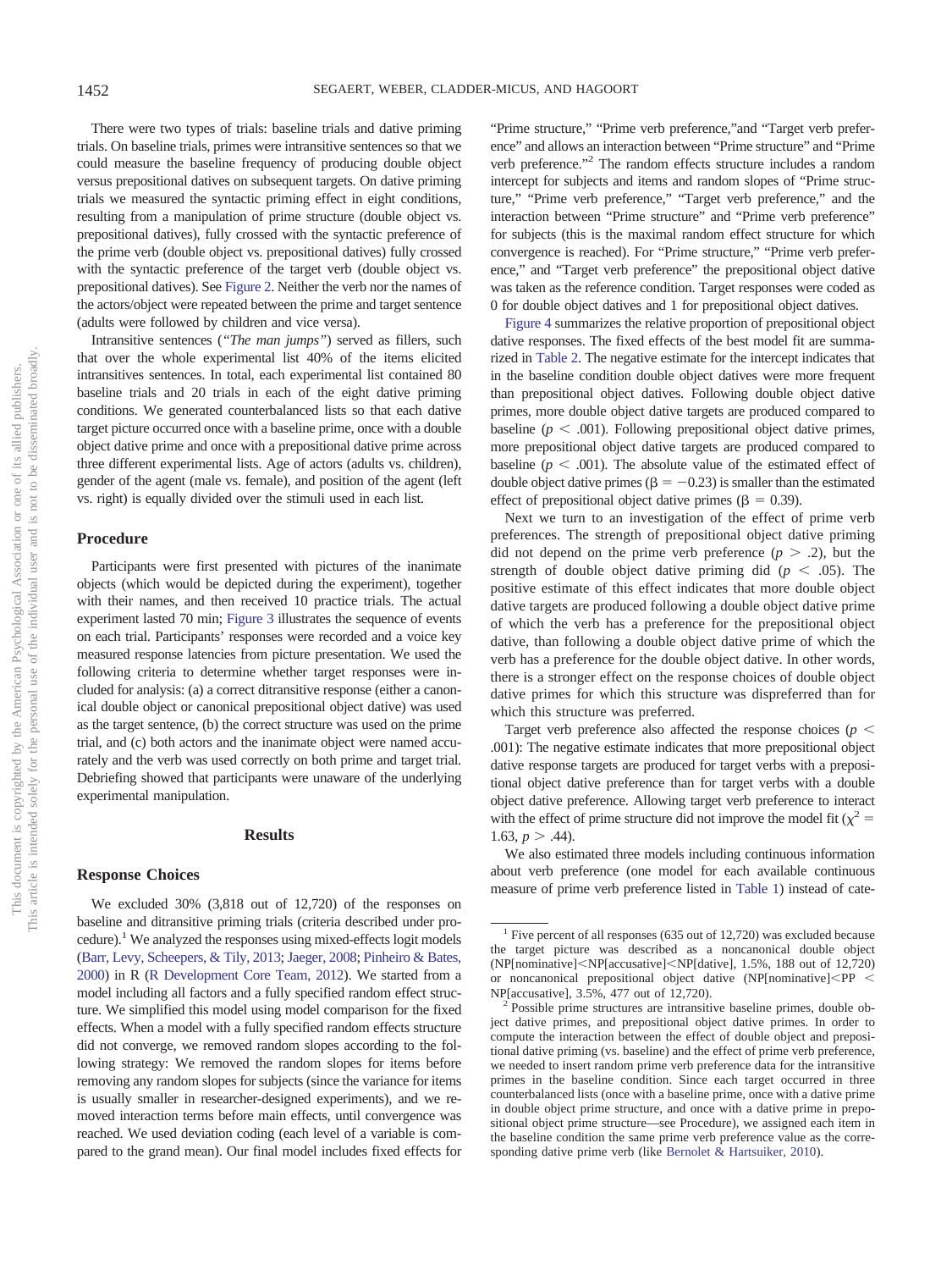There were two types of trials: baseline trials and dative priming trials. On baseline trials, primes were intransitive sentences so that we could measure the baseline frequency of producing double object versus prepositional datives on subsequent targets. On dative priming trials we measured the syntactic priming effect in eight conditions, resulting from a manipulation of prime structure (double object vs. prepositional datives), fully crossed with the syntactic preference of the prime verb (double object vs. prepositional datives) fully crossed with the syntactic preference of the target verb (double object vs. prepositional datives). See Figure 2. Neither the verb nor the names of the actors/object were repeated between the prime and target sentence (adults were followed by children and vice versa).

Intransitive sentences (*"The man jumps"*) served as fillers, such that over the whole experimental list 40% of the items elicited intransitives sentences. In total, each experimental list contained 80 baseline trials and 20 trials in each of the eight dative priming conditions. We generated counterbalanced lists so that each dative target picture occurred once with a baseline prime, once with a double object dative prime and once with a prepositional dative prime across three different experimental lists. Age of actors (adults vs. children), gender of the agent (male vs. female), and position of the agent (left vs. right) is equally divided over the stimuli used in each list.

## Procedure

Participants were first presented with pictures of the inanimate objects (which would be depicted during the experiment), together with their names, and then received 10 practice trials. The actual experiment lasted 70 min; Figure 3 illustrates the sequence of events on each trial. Participants' responses were recorded and a voice key measured response latencies from picture presentation. We used the following criteria to determine whether target responses were included for analysis: (a) a correct ditransitive response (either a canonical double object or canonical prepositional object dative) was used as the target sentence, (b) the correct structure was used on the prime trial, and (c) both actors and the inanimate object were named accurately and the verb was used correctly on both prime and target trial. Debriefing showed that participants were unaware of the underlying experimental manipulation.

# Results

## Response Choices

We excluded 30% (3,818 out of 12,720) of the responses on baseline and ditransitive priming trials (criteria described under procedure).[1] We analyzed the responses using mixed-effects logit models (Barr, Levy, Scheepers, & Tily, 2013; Jaeger, 2008; Pinheiro & Bates, 2000) in R (R Development Core Team, 2012). We started from a model including all factors and a fully specified random effect structure. We simplified this model using model comparison for the fixed effects. When a model with a fully specified random effects structure did not converge, we removed random slopes according to the following strategy: We removed the random slopes for items before removing any random slopes for subjects (since the variance for items is usually smaller in researcher-designed experiments), and we removed interaction terms before main effects, until convergence was reached. We used deviation coding (each level of a variable is compared to the grand mean). Our final model includes fixed effects for "Prime structure," "Prime verb preference," and "Target verb preference" and allows an interaction between "Prime structure" and "Prime verb preference."[2] The random effects structure includes a random intercept for subjects and items and random slopes of "Prime structure," "Prime verb preference," "Target verb preference," and the interaction between "Prime structure" and "Prime verb preference" for subjects (this is the maximal random effect structure for which convergence is reached). For "Prime structure," "Prime verb preference," and "Target verb preference" the prepositional object dative was taken as the reference condition. Target responses were coded as 0 for double object datives and 1 for prepositional object datives.

Figure 4 summarizes the relative proportion of prepositional object dative responses. The fixed effects of the best model fit are summarized in Table 2. The negative estimate for the intercept indicates that in the baseline condition double object datives were more frequent than prepositional object datives. Following double object dative primes, more double object dative targets are produced compared to baseline ($p < .001$). Following prepositional object dative primes, more prepositional object dative targets are produced compared to baseline ($p < .001$). The absolute value of the estimated effect of double object dative primes ($\beta = -0.23$) is smaller than the estimated effect of prepositional object dative primes ($\beta = 0.39$).

Next we turn to an investigation of the effect of prime verb preferences. The strength of prepositional object dative priming did not depend on the prime verb preference ($p > .2$), but the strength of double object dative priming did ($p < .05$). The positive estimate of this effect indicates that more double object dative targets are produced following a double object dative prime of which the verb has a preference for the prepositional object dative, than following a double object dative prime of which the verb has a preference for the double object dative. In other words, there is a stronger effect on the response choices of double object dative primes for which this structure was dispreferred than for which this structure was preferred.

Target verb preference also affected the response choices ($p < .001$): The negative estimate indicates that more prepositional object dative response targets are produced for target verbs with a prepositional object dative preference than for target verbs with a double object dative preference. Allowing target verb preference to interact with the effect of prime structure did not improve the model fit ($\chi^2 = 1.63$, $p > .44$).

We also estimated three models including continuous information about verb preference (one model for each available continuous measure of prime verb preference listed in Table 1) instead of cate-

[1] Five percent of all responses (635 out of 12,720) was excluded because the target picture was described as a noncanonical double object (NP[nominative]<NP[accusative]<NP[dative], 1.5%, 188 out of 12,720) or noncanonical prepositional object dative (NP[nominative]<PP < NP[accusative], 3.5%, 477 out of 12,720).

[2] Possible prime structures are intransitive baseline primes, double object dative primes, and prepositional object dative primes. In order to compute the interaction between the effect of double object and prepositional dative priming (vs. baseline) and the effect of prime verb preference, we needed to insert random prime verb preference data for the intransitive primes in the baseline condition. Since each target occurred in three counterbalanced lists (once with a baseline prime, once with a dative prime in double object prime structure, and once with a dative prime in prepositional object prime structure—see Procedure), we assigned each item in the baseline condition the same prime verb preference value as the corresponding dative prime verb (like Bernolet & Hartsuiker, 2010).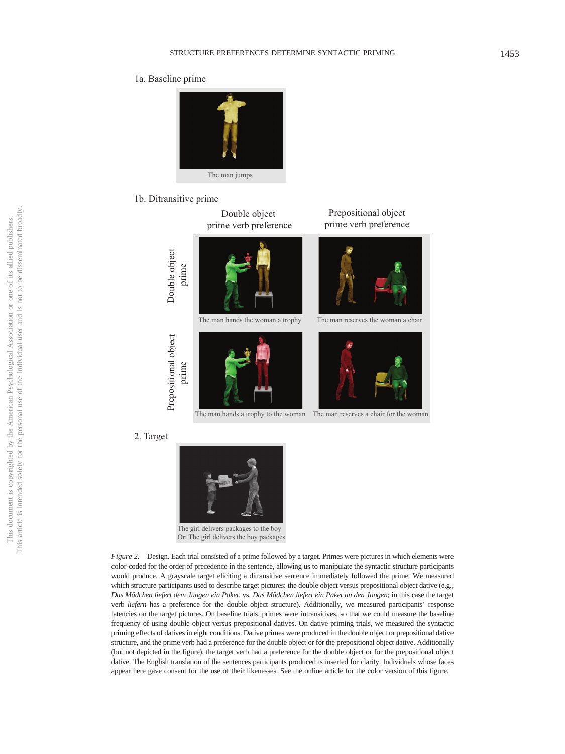1a. Baseline prime

The man jumps

1b. Ditransitive prime

| | Double object prime verb preference | Prepositional object prime verb preference |
|---|---|---|
| Double object prime | The man hands the woman a trophy | The man reserves the woman a chair |
| Prepositional object prime | The man hands a trophy to the woman | The man reserves a chair for the woman |

2. Target

The girl delivers packages to the boy
Or: The girl delivers the boy packages

*Figure 2.* Design. Each trial consisted of a prime followed by a target. Primes were pictures in which elements were color-coded for the order of precedence in the sentence, allowing us to manipulate the syntactic structure participants would produce. A grayscale target eliciting a ditransitive sentence immediately followed the prime. We measured which structure participants used to describe target pictures: the double object versus prepositional object dative (e.g., *Das Mädchen liefert dem Jungen ein Paket*, vs. *Das Mädchen liefert ein Paket an den Jungen*; in this case the target verb *liefern* has a preference for the double object structure). Additionally, we measured participants' response latencies on the target pictures. On baseline trials, primes were intransitives, so that we could measure the baseline frequency of using double object versus prepositional datives. On dative priming trials, we measured the syntactic priming effects of datives in eight conditions. Dative primes were produced in the double object or prepositional dative structure, and the prime verb had a preference for the double object or for the prepositional object dative. Additionally (but not depicted in the figure), the target verb had a preference for the double object or for the prepositional object dative. The English translation of the sentences participants produced is inserted for clarity. Individuals whose faces appear here gave consent for the use of their likenesses. See the online article for the color version of this figure.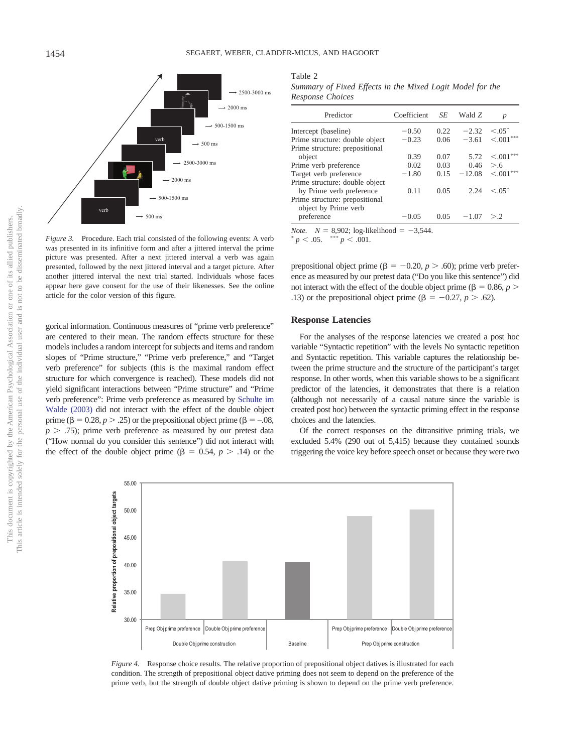Figure 3. Procedure. Each trial consisted of the following events: A verb was presented in its infinitive form and after a jittered interval the prime picture was presented. After a next jittered interval a verb was again presented, followed by the next jittered interval and a target picture. After another jittered interval the next trial started. Individuals whose faces appear here gave consent for the use of their likenesses. See the online article for the color version of this figure.

gorical information. Continuous measures of "prime verb preference" are centered to their mean. The random effects structure for these models includes a random intercept for subjects and items and random slopes of "Prime structure," "Prime verb preference," and "Target verb preference" for subjects (this is the maximal random effect structure for which convergence is reached). These models did not yield significant interactions between "Prime structure" and "Prime verb preference": Prime verb preference as measured by Schulte im Walde (2003) did not interact with the effect of the double object prime ($\beta = 0.28$, $p > .25$) or the prepositional object prime ($\beta = -.08$, $p > .75$); prime verb preference as measured by our pretest data ("How normal do you consider this sentence") did not interact with the effect of the double object prime ($\beta = 0.54$, $p > .14$) or the prepositional object prime ($\beta = -0.20$, $p > .60$); prime verb preference as measured by our pretest data ("Do you like this sentence") did not interact with the effect of the double object prime ($\beta = 0.86$, $p > .13$) or the prepositional object prime ($\beta = -0.27$, $p > .62$).

Table 2
*Summary of Fixed Effects in the Mixed Logit Model for the Response Choices*

| Predictor | Coefficient | SE | Wald Z | p |
|---|---|---|---|---|
| Intercept (baseline) | −0.50 | 0.22 | −2.32 | $<.05^{*}$ |
| Prime structure: double object | −0.23 | 0.06 | −3.61 | $<.001^{***}$ |
| Prime structure: prepositional object | 0.39 | 0.07 | 5.72 | $<.001^{***}$ |
| Prime verb preference | 0.02 | 0.03 | 0.46 | $>.6$ |
| Target verb preference | −1.80 | 0.15 | −12.08 | $<.001^{***}$ |
| Prime structure: double object by Prime verb preference | 0.11 | 0.05 | 2.24 | $<.05^{*}$ |
| Prime structure: prepositional object by Prime verb preference | −0.05 | 0.05 | −1.07 | $>.2$ |

*Note.* $N = 8{,}902$; log-likelihood $= -3{,}544$.
$^{*}$ $p < .05$. $^{***}$ $p < .001$.

## Response Latencies

For the analyses of the response latencies we created a post hoc variable "Syntactic repetition" with the levels No syntactic repetition and Syntactic repetition. This variable captures the relationship between the prime structure and the structure of the participant's target response. In other words, when this variable shows to be a significant predictor of the latencies, it demonstrates that there is a relation (although not necessarily of a causal nature since the variable is created post hoc) between the syntactic priming effect in the response choices and the latencies.

Of the correct responses on the ditransitive priming trials, we excluded 5.4% (290 out of 5,415) because they contained sounds triggering the voice key before speech onset or because they were two

Figure 4. Response choice results. The relative proportion of prepositional object datives is illustrated for each condition. The strength of prepositional object dative priming does not seem to depend on the preference of the prime verb, but the strength of double object dative priming is shown to depend on the prime verb preference.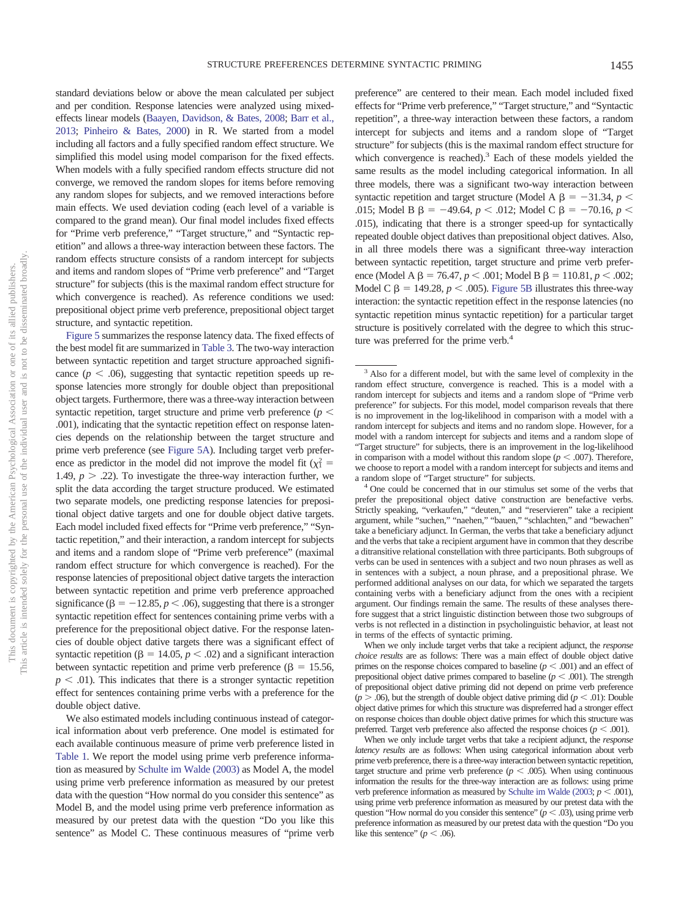standard deviations below or above the mean calculated per subject and per condition. Response latencies were analyzed using mixed-effects linear models (Baayen, Davidson, & Bates, 2008; Barr et al., 2013; Pinheiro & Bates, 2000) in R. We started from a model including all factors and a fully specified random effect structure. We simplified this model using model comparison for the fixed effects. When models with a fully specified random effects structure did not converge, we removed the random slopes for items before removing any random slopes for subjects, and we removed interactions before main effects. We used deviation coding (each level of a variable is compared to the grand mean). Our final model includes fixed effects for "Prime verb preference," "Target structure," and "Syntactic repetition" and allows a three-way interaction between these factors. The random effects structure consists of a random intercept for subjects and items and random slopes of "Prime verb preference" and "Target structure" for subjects (this is the maximal random effect structure for which convergence is reached). As reference conditions we used: prepositional object prime verb preference, prepositional object target structure, and syntactic repetition.

Figure 5 summarizes the response latency data. The fixed effects of the best model fit are summarized in Table 3. The two-way interaction between syntactic repetition and target structure approached significance ($p < .06$), suggesting that syntactic repetition speeds up response latencies more strongly for double object than prepositional object targets. Furthermore, there was a three-way interaction between syntactic repetition, target structure and prime verb preference ($p < .001$), indicating that the syntactic repetition effect on response latencies depends on the relationship between the target structure and prime verb preference (see Figure 5A). Including target verb preference as predictor in the model did not improve the model fit ($\chi^2_1 = 1.49$, $p > .22$). To investigate the three-way interaction further, we split the data according the target structure produced. We estimated two separate models, one predicting response latencies for prepositional object dative targets and one for double object dative targets. Each model included fixed effects for "Prime verb preference," "Syntactic repetition," and their interaction, a random intercept for subjects and items and a random slope of "Prime verb preference" (maximal random effect structure for which convergence is reached). For the response latencies of prepositional object dative targets the interaction between syntactic repetition and prime verb preference approached significance ($\beta = -12.85$, $p < .06$), suggesting that there is a stronger syntactic repetition effect for sentences containing prime verbs with a preference for the prepositional object dative. For the response latencies of double object dative targets there was a significant effect of syntactic repetition ($\beta = 14.05$, $p < .02$) and a significant interaction between syntactic repetition and prime verb preference ($\beta = 15.56$, $p < .01$). This indicates that there is a stronger syntactic repetition effect for sentences containing prime verbs with a preference for the double object dative.

We also estimated models including continuous instead of categorical information about verb preference. One model is estimated for each available continuous measure of prime verb preference listed in Table 1. We report the model using prime verb preference information as measured by Schulte im Walde (2003) as Model A, the model using prime verb preference information as measured by our pretest data with the question "How normal do you consider this sentence" as Model B, and the model using prime verb preference information as measured by our pretest data with the question "Do you like this sentence" as Model C. These continuous measures of "prime verb preference" are centered to their mean. Each model included fixed effects for "Prime verb preference," "Target structure," and "Syntactic repetition", a three-way interaction between these factors, a random intercept for subjects and items and a random slope of "Target structure" for subjects (this is the maximal random effect structure for which convergence is reached).[3] Each of these models yielded the same results as the model including categorical information. In all three models, there was a significant two-way interaction between syntactic repetition and target structure (Model A $\beta = -31.34$, $p < .015$; Model B $\beta = -49.64$, $p < .012$; Model C $\beta = -70.16$, $p < .015$), indicating that there is a stronger speed-up for syntactically repeated double object datives than prepositional object datives. Also, in all three models there was a significant three-way interaction between syntactic repetition, target structure and prime verb preference (Model A $\beta = 76.47$, $p < .001$; Model B $\beta = 110.81$, $p < .002$; Model C $\beta = 149.28$, $p < .005$). Figure 5B illustrates this three-way interaction: the syntactic repetition effect in the response latencies (no syntactic repetition minus syntactic repetition) for a particular target structure is positively correlated with the degree to which this structure was preferred for the prime verb.[4]

---

[3] Also for a different model, but with the same level of complexity in the random effect structure, convergence is reached. This is a model with a random intercept for subjects and items and a random slope of "Prime verb preference" for subjects. For this model, model comparison reveals that there is no improvement in the log-likelihood in comparison with a model with a random intercept for subjects and items and no random slope. However, for a model with a random intercept for subjects and items and a random slope of "Target structure" for subjects, there is an improvement in the log-likelihood in comparison with a model without this random slope ($p < .007$). Therefore, we choose to report a model with a random intercept for subjects and items and a random slope of "Target structure" for subjects.

[4] One could be concerned that in our stimulus set some of the verbs that prefer the prepositional object dative construction are benefactive verbs. Strictly speaking, "verkaufen," "deuten," and "reservieren" take a recipient argument, while "suchen," "naehen," "bauen," "schlachten," and "bewachen" take a beneficiary adjunct. In German, the verbs that take a beneficiary adjunct and the verbs that take a recipient argument have in common that they describe a ditransitive relational constellation with three participants. Both subgroups of verbs can be used in sentences with a subject and two noun phrases as well as in sentences with a subject, a noun phrase, and a prepositional phrase. We performed additional analyses on our data, for which we separated the targets containing verbs with a beneficiary adjunct from the ones with a recipient argument. Our findings remain the same. The results of these analyses therefore suggest that a strict linguistic distinction between those two subgroups of verbs is not reflected in a distinction in psycholinguistic behavior, at least not in terms of the effects of syntactic priming.

When we only include target verbs that take a recipient adjunct, the *response choice results* are as follows: There was a main effect of double object dative primes on the response choices compared to baseline ($p < .001$) and an effect of prepositional object dative primes compared to baseline ($p < .001$). The strength of prepositional object dative priming did not depend on prime verb preference ($p > .06$), but the strength of double object dative priming did ($p < .01$): Double object dative primes for which this structure was dispreferred had a stronger effect on response choices than double object dative primes for which this structure was preferred. Target verb preference also affected the response choices ($p < .001$).

When we only include target verbs that take a recipient adjunct, the *response latency results* are as follows: When using categorical information about verb prime verb preference, there is a three-way interaction between syntactic repetition, target structure and prime verb preference ($p < .005$). When using continuous information the results for the three-way interaction are as follows: using prime verb preference information as measured by Schulte im Walde (2003; $p < .001$), using prime verb preference information as measured by our pretest data with the question "How normal do you consider this sentence" ($p < .03$), using prime verb preference information as measured by our pretest data with the question "Do you like this sentence" ($p < .06$).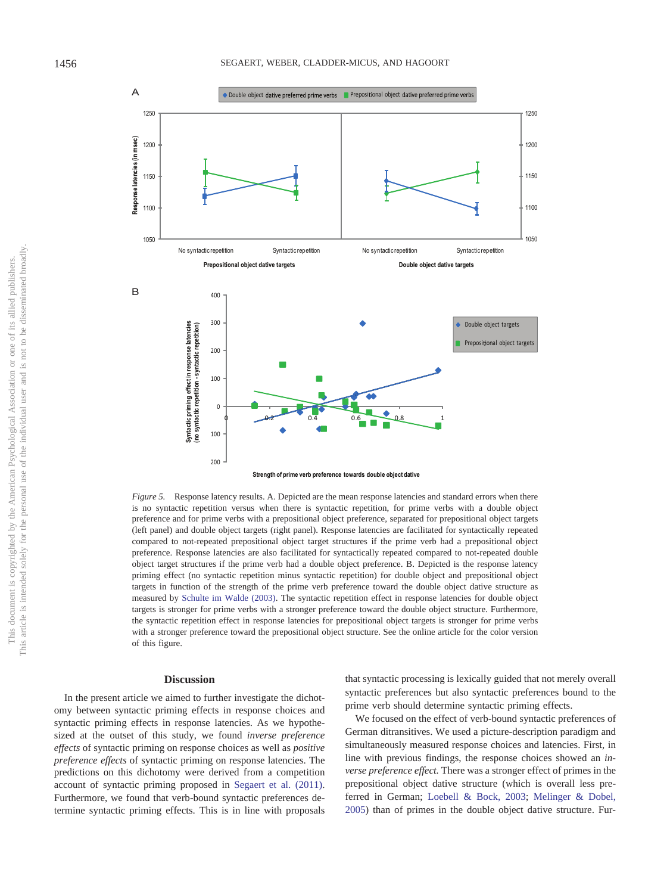*Figure 5.* Response latency results. A. Depicted are the mean response latencies and standard errors when there is no syntactic repetition versus when there is syntactic repetition, for prime verbs with a double object preference and for prime verbs with a prepositional object preference, separated for prepositional object targets (left panel) and double object targets (right panel). Response latencies are facilitated for syntactically repeated compared to not-repeated prepositional object target structures if the prime verb had a prepositional object preference. Response latencies are also facilitated for syntactically repeated compared to not-repeated double object target structures if the prime verb had a double object preference. B. Depicted is the response latency priming effect (no syntactic repetition minus syntactic repetition) for double object and prepositional object targets in function of the strength of the prime verb preference toward the double object dative structure as measured by Schulte im Walde (2003). The syntactic repetition effect in response latencies for double object targets is stronger for prime verbs with a stronger preference toward the double object structure. Furthermore, the syntactic repetition effect in response latencies for prepositional object targets is stronger for prime verbs with a stronger preference toward the prepositional object structure. See the online article for the color version of this figure.

## Discussion

In the present article we aimed to further investigate the dichotomy between syntactic priming effects in response choices and syntactic priming effects in response latencies. As we hypothesized at the outset of this study, we found *inverse preference effects* of syntactic priming on response choices as well as *positive preference effects* of syntactic priming on response latencies. The predictions on this dichotomy were derived from a competition account of syntactic priming proposed in Segaert et al. (2011). Furthermore, we found that verb-bound syntactic preferences determine syntactic priming effects. This is in line with proposals that syntactic processing is lexically guided that not merely overall syntactic preferences but also syntactic preferences bound to the prime verb should determine syntactic priming effects.

We focused on the effect of verb-bound syntactic preferences of German ditransitives. We used a picture-description paradigm and simultaneously measured response choices and latencies. First, in line with previous findings, the response choices showed an *inverse preference effect.* There was a stronger effect of primes in the prepositional object dative structure (which is overall less preferred in German; Loebell & Bock, 2003; Melinger & Dobel, 2005) than of primes in the double object dative structure. Fur-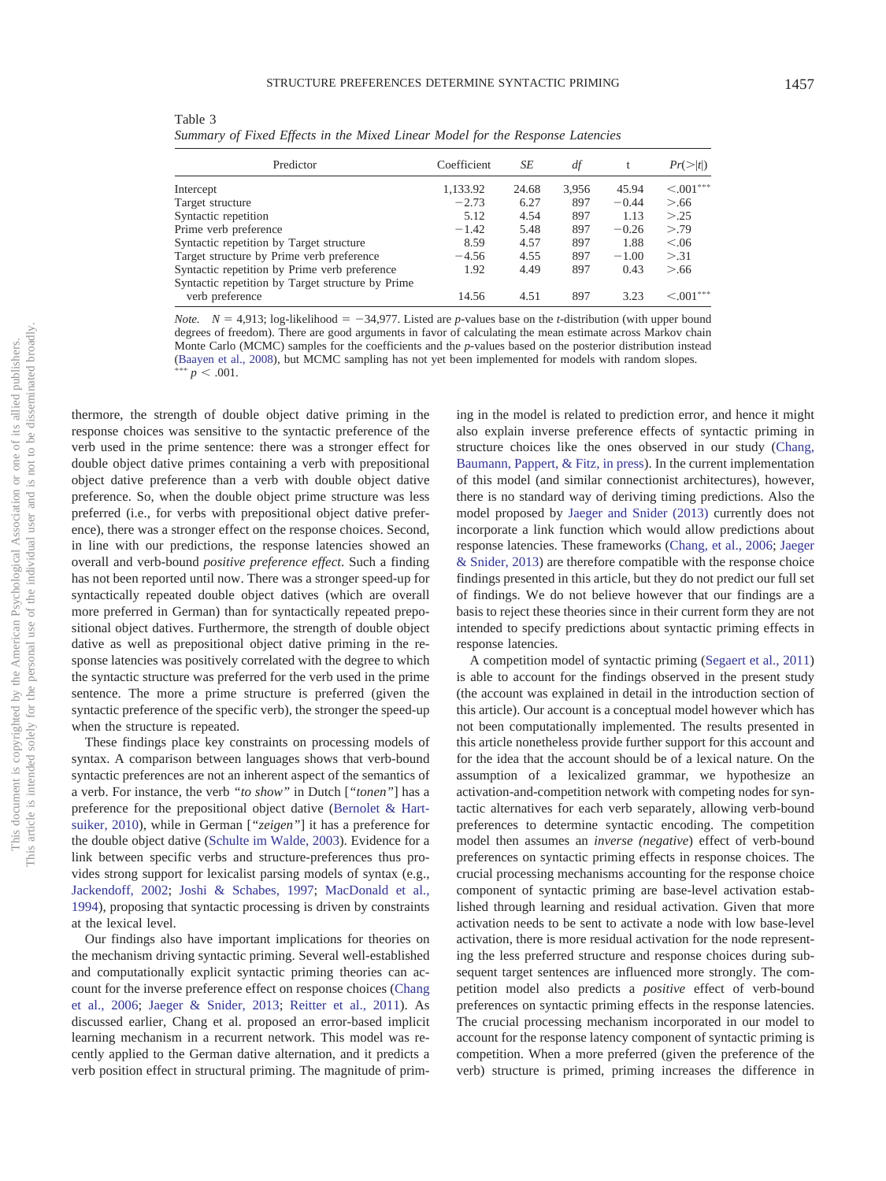Table 3
*Summary of Fixed Effects in the Mixed Linear Model for the Response Latencies*

| Predictor | Coefficient | *SE* | *df* | t | *Pr*(>\|*t*\|) |
|---|---|---|---|---|---|
| Intercept | 1,133.92 | 24.68 | 3,956 | 45.94 | <.001*** |
| Target structure | −2.73 | 6.27 | 897 | −0.44 | >.66 |
| Syntactic repetition | 5.12 | 4.54 | 897 | 1.13 | >.25 |
| Prime verb preference | −1.42 | 5.48 | 897 | −0.26 | >.79 |
| Syntactic repetition by Target structure | 8.59 | 4.57 | 897 | 1.88 | <.06 |
| Target structure by Prime verb preference | −4.56 | 4.55 | 897 | −1.00 | >.31 |
| Syntactic repetition by Prime verb preference | 1.92 | 4.49 | 897 | 0.43 | >.66 |
| Syntactic repetition by Target structure by Prime verb preference | 14.56 | 4.51 | 897 | 3.23 | <.001*** |

*Note.* $N = 4{,}913$; log-likelihood $= -34{,}977$. Listed are *p*-values base on the *t*-distribution (with upper bound degrees of freedom). There are good arguments in favor of calculating the mean estimate across Markov chain Monte Carlo (MCMC) samples for the coefficients and the *p*-values based on the posterior distribution instead (Baayen et al., 2008), but MCMC sampling has not yet been implemented for models with random slopes.
*** $p < .001$.

thermore, the strength of double object dative priming in the response choices was sensitive to the syntactic preference of the verb used in the prime sentence: there was a stronger effect for double object dative primes containing a verb with prepositional object dative preference than a verb with double object dative preference. So, when the double object prime structure was less preferred (i.e., for verbs with prepositional object dative preference), there was a stronger effect on the response choices. Second, in line with our predictions, the response latencies showed an overall and verb-bound *positive preference effect*. Such a finding has not been reported until now. There was a stronger speed-up for syntactically repeated double object datives (which are overall more preferred in German) than for syntactically repeated prepositional object datives. Furthermore, the strength of double object dative as well as prepositional object dative priming in the response latencies was positively correlated with the degree to which the syntactic structure was preferred for the verb used in the prime sentence. The more a prime structure is preferred (given the syntactic preference of the specific verb), the stronger the speed-up when the structure is repeated.

These findings place key constraints on processing models of syntax. A comparison between languages shows that verb-bound syntactic preferences are not an inherent aspect of the semantics of a verb. For instance, the verb *"to show"* in Dutch [*"tonen"*] has a preference for the prepositional object dative (Bernolet & Hartsuiker, 2010), while in German [*"zeigen"*] it has a preference for the double object dative (Schulte im Walde, 2003). Evidence for a link between specific verbs and structure-preferences thus provides strong support for lexicalist parsing models of syntax (e.g., Jackendoff, 2002; Joshi & Schabes, 1997; MacDonald et al., 1994), proposing that syntactic processing is driven by constraints at the lexical level.

Our findings also have important implications for theories on the mechanism driving syntactic priming. Several well-established and computationally explicit syntactic priming theories can account for the inverse preference effect on response choices (Chang et al., 2006; Jaeger & Snider, 2013; Reitter et al., 2011). As discussed earlier, Chang et al. proposed an error-based implicit learning mechanism in a recurrent network. This model was recently applied to the German dative alternation, and it predicts a verb position effect in structural priming. The magnitude of priming in the model is related to prediction error, and hence it might also explain inverse preference effects of syntactic priming in structure choices like the ones observed in our study (Chang, Baumann, Pappert, & Fitz, in press). In the current implementation of this model (and similar connectionist architectures), however, there is no standard way of deriving timing predictions. Also the model proposed by Jaeger and Snider (2013) currently does not incorporate a link function which would allow predictions about response latencies. These frameworks (Chang, et al., 2006; Jaeger & Snider, 2013) are therefore compatible with the response choice findings presented in this article, but they do not predict our full set of findings. We do not believe however that our findings are a basis to reject these theories since in their current form they are not intended to specify predictions about syntactic priming effects in response latencies.

A competition model of syntactic priming (Segaert et al., 2011) is able to account for the findings observed in the present study (the account was explained in detail in the introduction section of this article). Our account is a conceptual model however which has not been computationally implemented. The results presented in this article nonetheless provide further support for this account and for the idea that the account should be of a lexical nature. On the assumption of a lexicalized grammar, we hypothesize an activation-and-competition network with competing nodes for syntactic alternatives for each verb separately, allowing verb-bound preferences to determine syntactic encoding. The competition model then assumes an *inverse* (*negative*) effect of verb-bound preferences on syntactic priming effects in response choices. The crucial processing mechanisms accounting for the response choice component of syntactic priming are base-level activation established through learning and residual activation. Given that more activation needs to be sent to activate a node with low base-level activation, there is more residual activation for the node representing the less preferred structure and response choices during subsequent target sentences are influenced more strongly. The competition model also predicts a *positive* effect of verb-bound preferences on syntactic priming effects in the response latencies. The crucial processing mechanism incorporated in our model to account for the response latency component of syntactic priming is competition. When a more preferred (given the preference of the verb) structure is primed, priming increases the difference in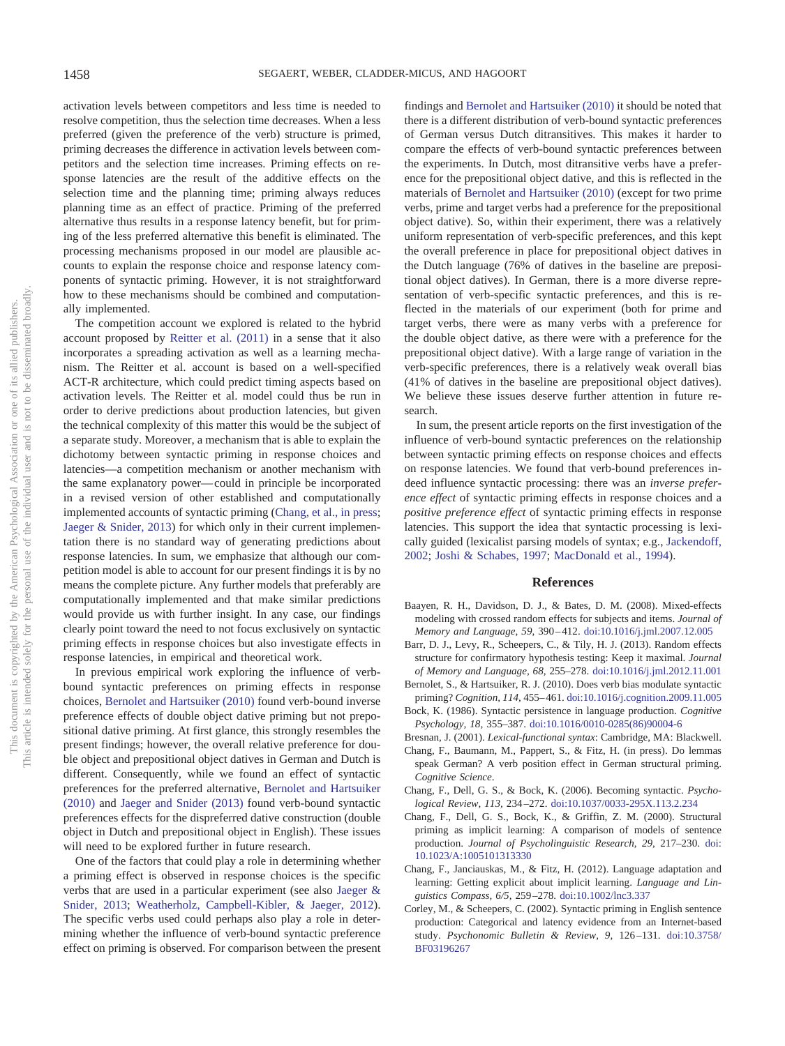activation levels between competitors and less time is needed to resolve competition, thus the selection time decreases. When a less preferred (given the preference of the verb) structure is primed, priming decreases the difference in activation levels between competitors and the selection time increases. Priming effects on response latencies are the result of the additive effects on the selection time and the planning time; priming always reduces planning time as an effect of practice. Priming of the preferred alternative thus results in a response latency benefit, but for priming of the less preferred alternative this benefit is eliminated. The processing mechanisms proposed in our model are plausible accounts to explain the response choice and response latency components of syntactic priming. However, it is not straightforward how to these mechanisms should be combined and computationally implemented.

The competition account we explored is related to the hybrid account proposed by Reitter et al. (2011) in a sense that it also incorporates a spreading activation as well as a learning mechanism. The Reitter et al. account is based on a well-specified ACT-R architecture, which could predict timing aspects based on activation levels. The Reitter et al. model could thus be run in order to derive predictions about production latencies, but given the technical complexity of this matter this would be the subject of a separate study. Moreover, a mechanism that is able to explain the dichotomy between syntactic priming in response choices and latencies—a competition mechanism or another mechanism with the same explanatory power—could in principle be incorporated in a revised version of other established and computationally implemented accounts of syntactic priming (Chang, et al., in press; Jaeger & Snider, 2013) for which only in their current implementation there is no standard way of generating predictions about response latencies. In sum, we emphasize that although our competition model is able to account for our present findings it is by no means the complete picture. Any further models that preferably are computationally implemented and that make similar predictions would provide us with further insight. In any case, our findings clearly point toward the need to not focus exclusively on syntactic priming effects in response choices but also investigate effects in response latencies, in empirical and theoretical work.

In previous empirical work exploring the influence of verb-bound syntactic preferences on priming effects in response choices, Bernolet and Hartsuiker (2010) found verb-bound inverse preference effects of double object dative priming but not prepositional dative priming. At first glance, this strongly resembles the present findings; however, the overall relative preference for double object and prepositional object datives in German and Dutch is different. Consequently, while we found an effect of syntactic preferences for the preferred alternative, Bernolet and Hartsuiker (2010) and Jaeger and Snider (2013) found verb-bound syntactic preferences effects for the dispreferred dative construction (double object in Dutch and prepositional object in English). These issues will need to be explored further in future research.

One of the factors that could play a role in determining whether a priming effect is observed in response choices is the specific verbs that are used in a particular experiment (see also Jaeger & Snider, 2013; Weatherholz, Campbell-Kibler, & Jaeger, 2012). The specific verbs used could perhaps also play a role in determining whether the influence of verb-bound syntactic preference effect on priming is observed. For comparison between the present findings and Bernolet and Hartsuiker (2010) it should be noted that there is a different distribution of verb-bound syntactic preferences of German versus Dutch ditransitives. This makes it harder to compare the effects of verb-bound syntactic preferences between the experiments. In Dutch, most ditransitive verbs have a preference for the prepositional object dative, and this is reflected in the materials of Bernolet and Hartsuiker (2010) (except for two prime verbs, prime and target verbs had a preference for the prepositional object dative). So, within their experiment, there was a relatively uniform representation of verb-specific preferences, and this kept the overall preference in place for prepositional object datives in the Dutch language (76% of datives in the baseline are prepositional object datives). In German, there is a more diverse representation of verb-specific syntactic preferences, and this is reflected in the materials of our experiment (both for prime and target verbs, there were as many verbs with a preference for the double object dative, as there were with a preference for the prepositional object dative). With a large range of variation in the verb-specific preferences, there is a relatively weak overall bias (41% of datives in the baseline are prepositional object datives). We believe these issues deserve further attention in future research.

In sum, the present article reports on the first investigation of the influence of verb-bound syntactic preferences on the relationship between syntactic priming effects on response choices and effects on response latencies. We found that verb-bound preferences indeed influence syntactic processing: there was an *inverse preference effect* of syntactic priming effects in response choices and a *positive preference effect* of syntactic priming effects in response latencies. This support the idea that syntactic processing is lexically guided (lexicalist parsing models of syntax; e.g., Jackendoff, 2002; Joshi & Schabes, 1997; MacDonald et al., 1994).

## References

Baayen, R. H., Davidson, D. J., & Bates, D. M. (2008). Mixed-effects modeling with crossed random effects for subjects and items. *Journal of Memory and Language, 59,* 390–412. doi:10.1016/j.jml.2007.12.005

Barr, D. J., Levy, R., Scheepers, C., & Tily, H. J. (2013). Random effects structure for confirmatory hypothesis testing: Keep it maximal. *Journal of Memory and Language, 68,* 255–278. doi:10.1016/j.jml.2012.11.001

Bernolet, S., & Hartsuiker, R. J. (2010). Does verb bias modulate syntactic priming? *Cognition, 114,* 455–461. doi:10.1016/j.cognition.2009.11.005

Bock, K. (1986). Syntactic persistence in language production. *Cognitive Psychology, 18,* 355–387. doi:10.1016/0010-0285(86)90004-6

Bresnan, J. (2001). *Lexical-functional syntax*: Cambridge, MA: Blackwell.

Chang, F., Baumann, M., Pappert, S., & Fitz, H. (in press). Do lemmas speak German? A verb position effect in German structural priming. *Cognitive Science.*

Chang, F., Dell, G. S., & Bock, K. (2006). Becoming syntactic. *Psychological Review, 113,* 234–272. doi:10.1037/0033-295X.113.2.234

Chang, F., Dell, G. S., Bock, K., & Griffin, Z. M. (2000). Structural priming as implicit learning: A comparison of models of sentence production. *Journal of Psycholinguistic Research, 29,* 217–230. doi:10.1023/A:1005101313330

Chang, F., Janciauskas, M., & Fitz, H. (2012). Language adaptation and learning: Getting explicit about implicit learning. *Language and Linguistics Compass, 6/5,* 259–278. doi:10.1002/lnc3.337

Corley, M., & Scheepers, C. (2002). Syntactic priming in English sentence production: Categorical and latency evidence from an Internet-based study. *Psychonomic Bulletin & Review, 9,* 126–131. doi:10.3758/BF03196267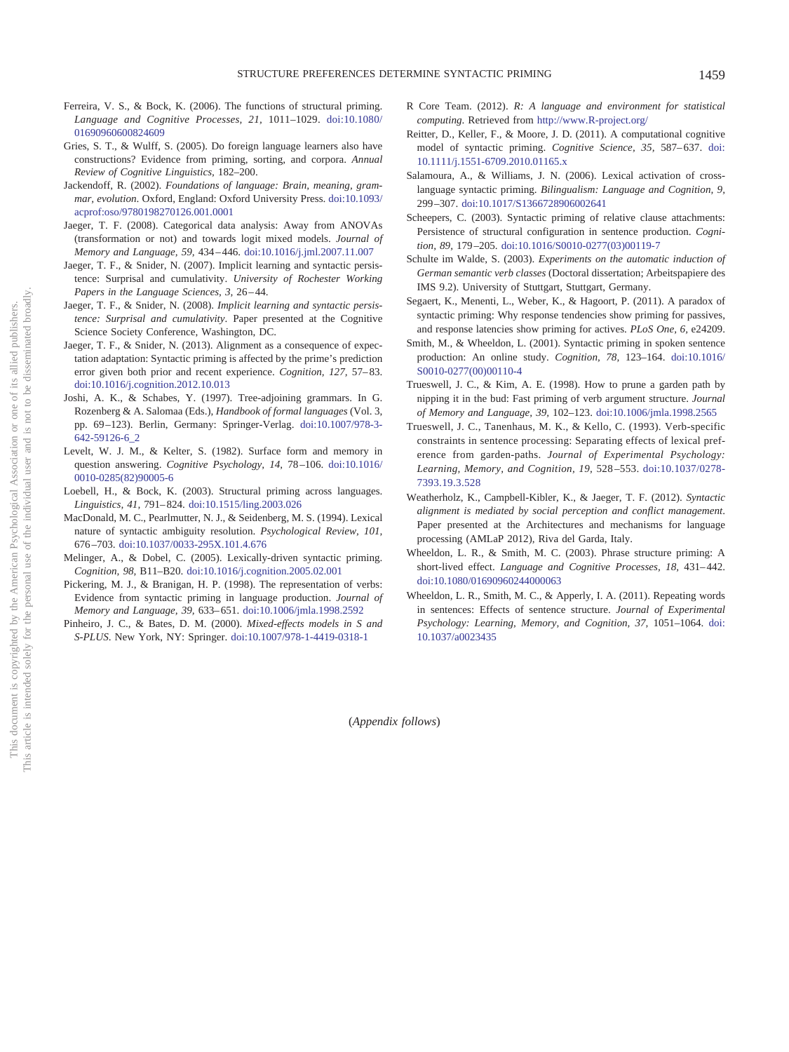Ferreira, V. S., & Bock, K. (2006). The functions of structural priming. *Language and Cognitive Processes, 21,* 1011–1029. doi:10.1080/01690960600824609

Gries, S. T., & Wulff, S. (2005). Do foreign language learners also have constructions? Evidence from priming, sorting, and corpora. *Annual Review of Cognitive Linguistics,* 182–200.

Jackendoff, R. (2002). *Foundations of language: Brain, meaning, grammar, evolution.* Oxford, England: Oxford University Press. doi:10.1093/acprof:oso/9780198270126.001.0001

Jaeger, T. F. (2008). Categorical data analysis: Away from ANOVAs (transformation or not) and towards logit mixed models. *Journal of Memory and Language, 59,* 434–446. doi:10.1016/j.jml.2007.11.007

Jaeger, T. F., & Snider, N. (2007). Implicit learning and syntactic persistence: Surprisal and cumulativity. *University of Rochester Working Papers in the Language Sciences, 3,* 26–44.

Jaeger, T. F., & Snider, N. (2008). *Implicit learning and syntactic persistence: Surprisal and cumulativity*. Paper presented at the Cognitive Science Society Conference, Washington, DC.

Jaeger, T. F., & Snider, N. (2013). Alignment as a consequence of expectation adaptation: Syntactic priming is affected by the prime's prediction error given both prior and recent experience. *Cognition, 127,* 57–83. doi:10.1016/j.cognition.2012.10.013

Joshi, A. K., & Schabes, Y. (1997). Tree-adjoining grammars. In G. Rozenberg & A. Salomaa (Eds.), *Handbook of formal languages* (Vol. 3, pp. 69–123). Berlin, Germany: Springer-Verlag. doi:10.1007/978-3-642-59126-6_2

Levelt, W. J. M., & Kelter, S. (1982). Surface form and memory in question answering. *Cognitive Psychology, 14,* 78–106. doi:10.1016/0010-0285(82)90005-6

Loebell, H., & Bock, K. (2003). Structural priming across languages. *Linguistics, 41,* 791–824. doi:10.1515/ling.2003.026

MacDonald, M. C., Pearlmutter, N. J., & Seidenberg, M. S. (1994). Lexical nature of syntactic ambiguity resolution. *Psychological Review, 101,* 676–703. doi:10.1037/0033-295X.101.4.676

Melinger, A., & Dobel, C. (2005). Lexically-driven syntactic priming. *Cognition, 98,* B11–B20. doi:10.1016/j.cognition.2005.02.001

Pickering, M. J., & Branigan, H. P. (1998). The representation of verbs: Evidence from syntactic priming in language production. *Journal of Memory and Language, 39,* 633–651. doi:10.1006/jmla.1998.2592

Pinheiro, J. C., & Bates, D. M. (2000). *Mixed-effects models in S and S-PLUS*. New York, NY: Springer. doi:10.1007/978-1-4419-0318-1

R Core Team. (2012). *R: A language and environment for statistical computing.* Retrieved from http://www.R-project.org/

Reitter, D., Keller, F., & Moore, J. D. (2011). A computational cognitive model of syntactic priming. *Cognitive Science, 35,* 587–637. doi:10.1111/j.1551-6709.2010.01165.x

Salamoura, A., & Williams, J. N. (2006). Lexical activation of cross-language syntactic priming. *Bilingualism: Language and Cognition, 9,* 299–307. doi:10.1017/S1366728906002641

Scheepers, C. (2003). Syntactic priming of relative clause attachments: Persistence of structural configuration in sentence production. *Cognition, 89,* 179–205. doi:10.1016/S0010-0277(03)00119-7

Schulte im Walde, S. (2003). *Experiments on the automatic induction of German semantic verb classes* (Doctoral dissertation; Arbeitspapiere des IMS 9.2). University of Stuttgart, Stuttgart, Germany.

Segaert, K., Menenti, L., Weber, K., & Hagoort, P. (2011). A paradox of syntactic priming: Why response tendencies show priming for passives, and response latencies show priming for actives. *PLoS One, 6,* e24209.

Smith, M., & Wheeldon, L. (2001). Syntactic priming in spoken sentence production: An online study. *Cognition, 78,* 123–164. doi:10.1016/S0010-0277(00)00110-4

Trueswell, J. C., & Kim, A. E. (1998). How to prune a garden path by nipping it in the bud: Fast priming of verb argument structure. *Journal of Memory and Language, 39,* 102–123. doi:10.1006/jmla.1998.2565

Trueswell, J. C., Tanenhaus, M. K., & Kello, C. (1993). Verb-specific constraints in sentence processing: Separating effects of lexical preference from garden-paths. *Journal of Experimental Psychology: Learning, Memory, and Cognition, 19,* 528–553. doi:10.1037/0278-7393.19.3.528

Weatherholz, K., Campbell-Kibler, K., & Jaeger, T. F. (2012). *Syntactic alignment is mediated by social perception and conflict management*. Paper presented at the Architectures and mechanisms for language processing (AMLaP 2012), Riva del Garda, Italy.

Wheeldon, L. R., & Smith, M. C. (2003). Phrase structure priming: A short-lived effect. *Language and Cognitive Processes, 18,* 431–442. doi:10.1080/01690960244000063

Wheeldon, L. R., Smith, M. C., & Apperly, I. A. (2011). Repeating words in sentences: Effects of sentence structure. *Journal of Experimental Psychology: Learning, Memory, and Cognition, 37,* 1051–1064. doi:10.1037/a0023435

(*Appendix follows*)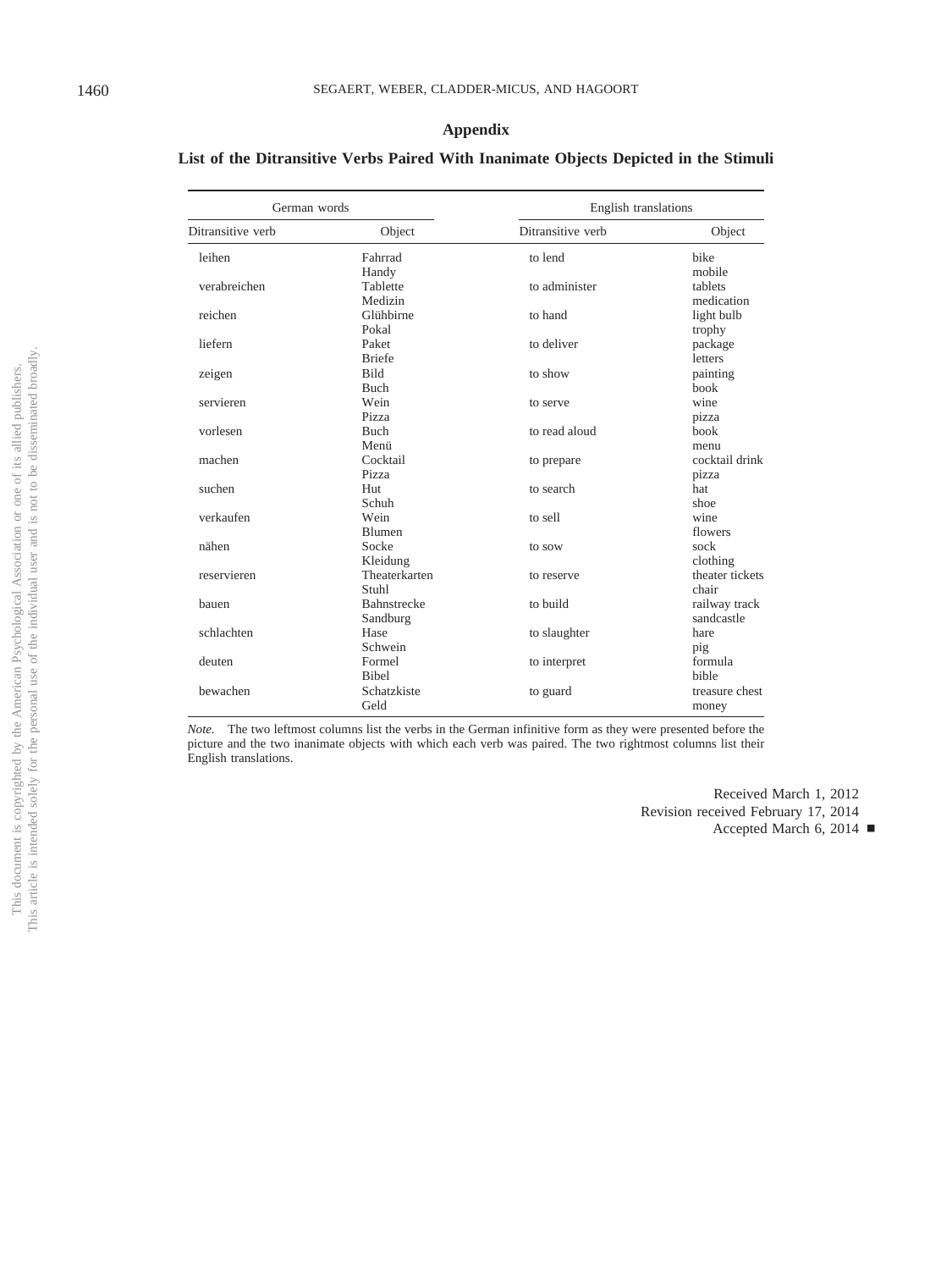## Appendix

### List of the Ditransitive Verbs Paired With Inanimate Objects Depicted in the Stimuli

| German words | | English translations | |
|---|---|---|---|
| Ditransitive verb | Object | Ditransitive verb | Object |
| leihen | Fahrrad | to lend | bike |
| | Handy | | mobile |
| verabreichen | Tablette | to administer | tablets |
| | Medizin | | medication |
| reichen | Glühbirne | to hand | light bulb |
| | Pokal | | trophy |
| liefern | Paket | to deliver | package |
| | Briefe | | letters |
| zeigen | Bild | to show | painting |
| | Buch | | book |
| servieren | Wein | to serve | wine |
| | Pizza | | pizza |
| vorlesen | Buch | to read aloud | book |
| | Menü | | menu |
| machen | Cocktail | to prepare | cocktail drink |
| | Pizza | | pizza |
| suchen | Hut | to search | hat |
| | Schuh | | shoe |
| verkaufen | Wein | to sell | wine |
| | Blumen | | flowers |
| nähen | Socke | to sow | sock |
| | Kleidung | | clothing |
| reservieren | Theaterkarten | to reserve | theater tickets |
| | Stuhl | | chair |
| bauen | Bahnstrecke | to build | railway track |
| | Sandburg | | sandcastle |
| schlachten | Hase | to slaughter | hare |
| | Schwein | | pig |
| deuten | Formel | to interpret | formula |
| | Bibel | | bible |
| bewachen | Schatzkiste | to guard | treasure chest |
| | Geld | | money |

*Note.* The two leftmost columns list the verbs in the German infinitive form as they were presented before the picture and the two inanimate objects with which each verb was paired. The two rightmost columns list their English translations.

Received March 1, 2012
Revision received February 17, 2014
Accepted March 6, 2014 ■